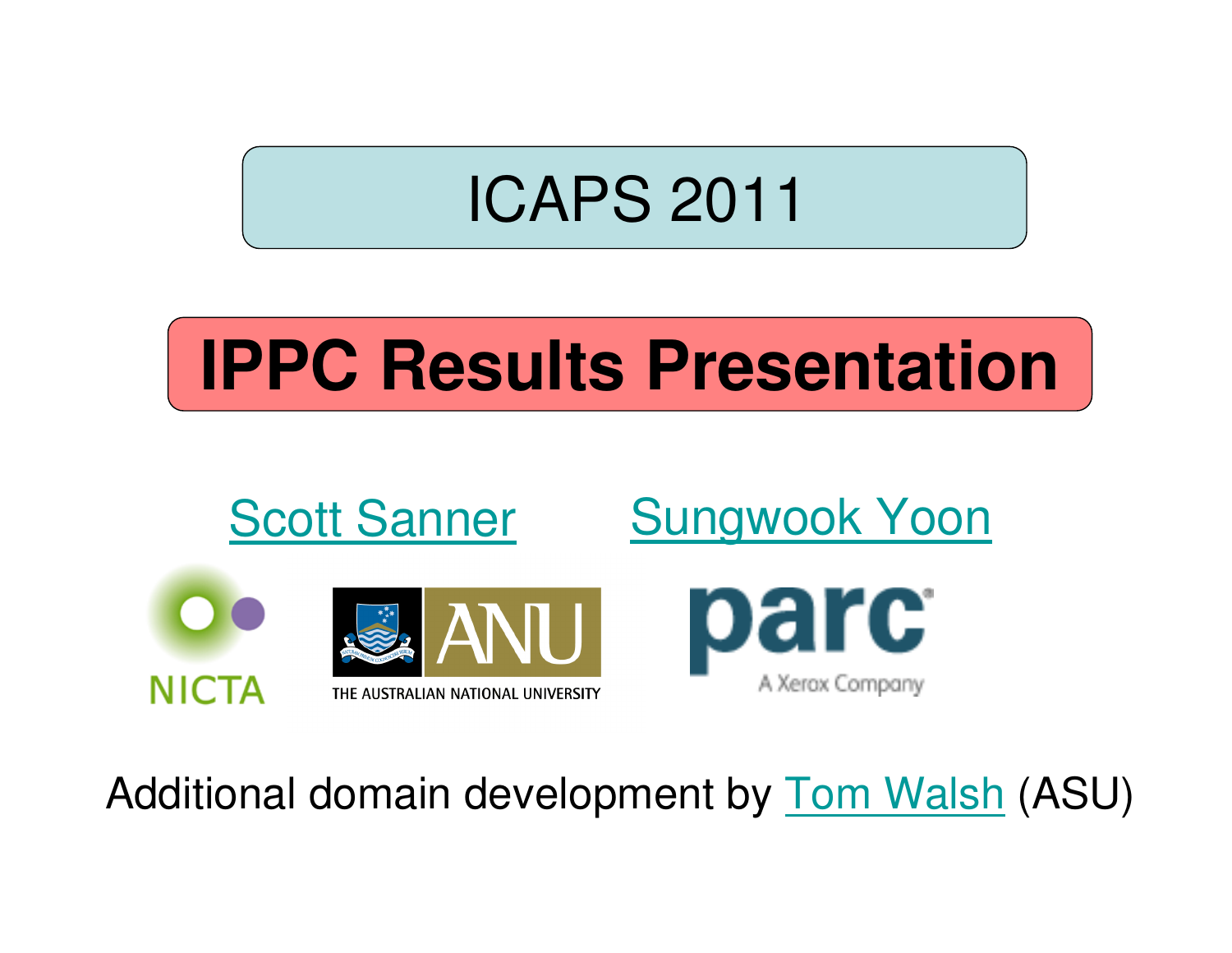# ICAPS 2011

# IPPC Results Presentation

Scott Sanner    Sungwook Yoon

NICTA    THE AUSTRALIAN NATIONAL UNIVERSITY    parc A Xerox Company

Additional domain development by Tom Walsh (ASU)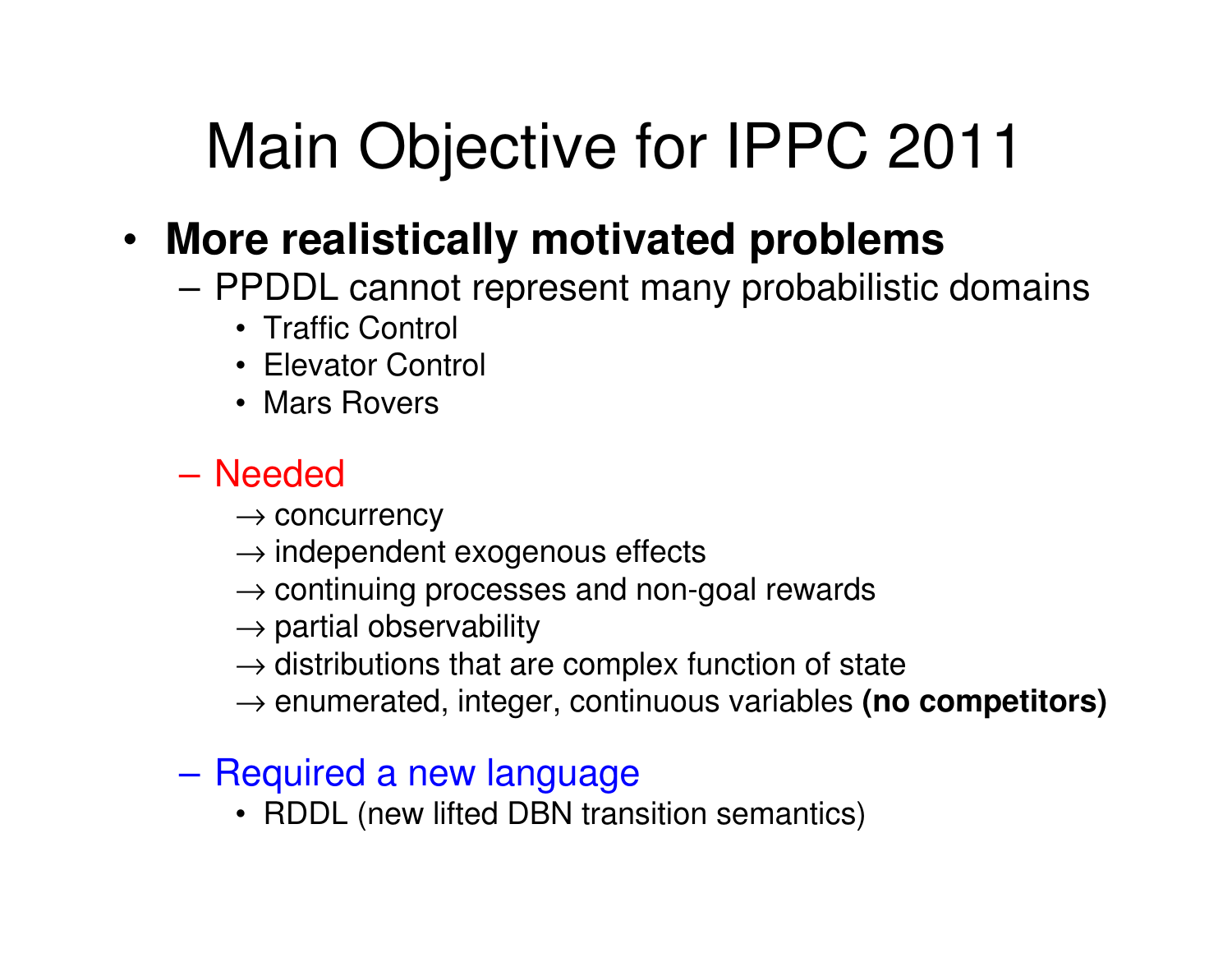# Main Objective for IPPC 2011

- **More realistically motivated problems**
  - PPDDL cannot represent many probabilistic domains
    - Traffic Control
    - Elevator Control
    - Mars Rovers
  - Needed
    - $\rightarrow$ concurrency
    - $\rightarrow$ independent exogenous effects
    - $\rightarrow$ continuing processes and non-goal rewards
    - $\rightarrow$ partial observability
    - $\rightarrow$ distributions that are complex function of state
    - $\rightarrow$ enumerated, integer, continuous variables **(no competitors)**
  - Required a new language
    - RDDL (new lifted DBN transition semantics)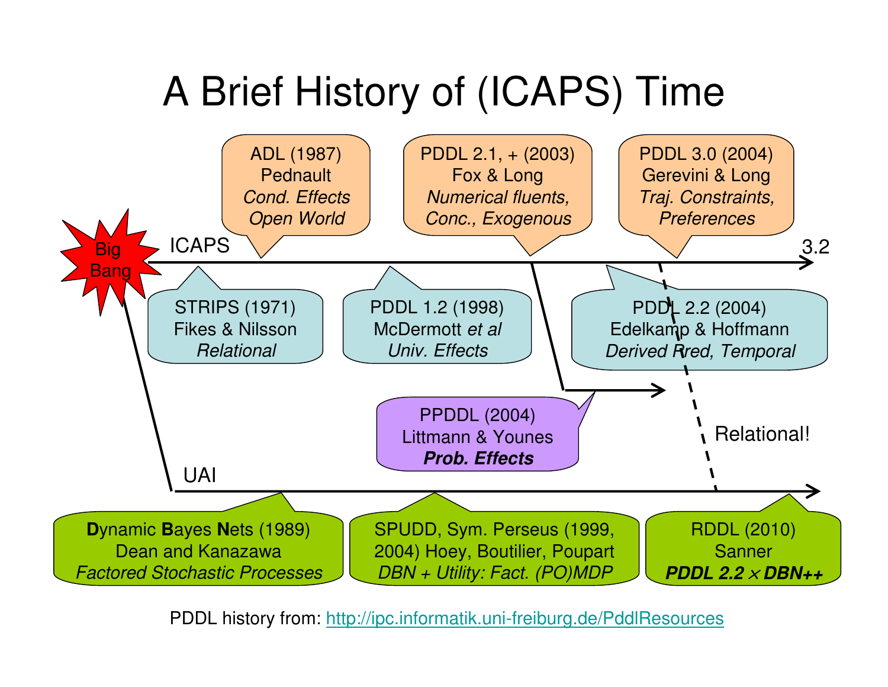# A Brief History of (ICAPS) Time

Big Bang

ICAPS

- STRIPS (1971)
  Fikes & Nilsson
  *Relational*
- ADL (1987)
  Pednault
  *Cond. Effects*
  *Open World*
- PDDL 1.2 (1998)
  McDermott *et al*
  *Univ. Effects*
- PDDL 2.1, + (2003)
  Fox & Long
  *Numerical fluents,*
  *Conc., Exogenous*
- PDDL 3.0 (2004)
  Gerevini & Long
  *Traj. Constraints,*
  *Preferences*
- PDDL 2.2 (2004)
  Edelkamp & Hoffmann
  *Derived Pred, Temporal*
- 3.2

PPDDL (2004)
Littmann & Younes
***Prob. Effects***

Relational!

UAI

- **D**ynamic **B**ayes **N**ets (1989)
  Dean and Kanazawa
  *Factored Stochastic Processes*
- SPUDD, Sym. Perseus (1999, 2004) Hoey, Boutilier, Poupart
  *DBN + Utility: Fact. (PO)MDP*
- RDDL (2010)
  Sanner
  ***PDDL 2.2 × DBN++***

PDDL history from: http://ipc.informatik.uni-freiburg.de/PddlResources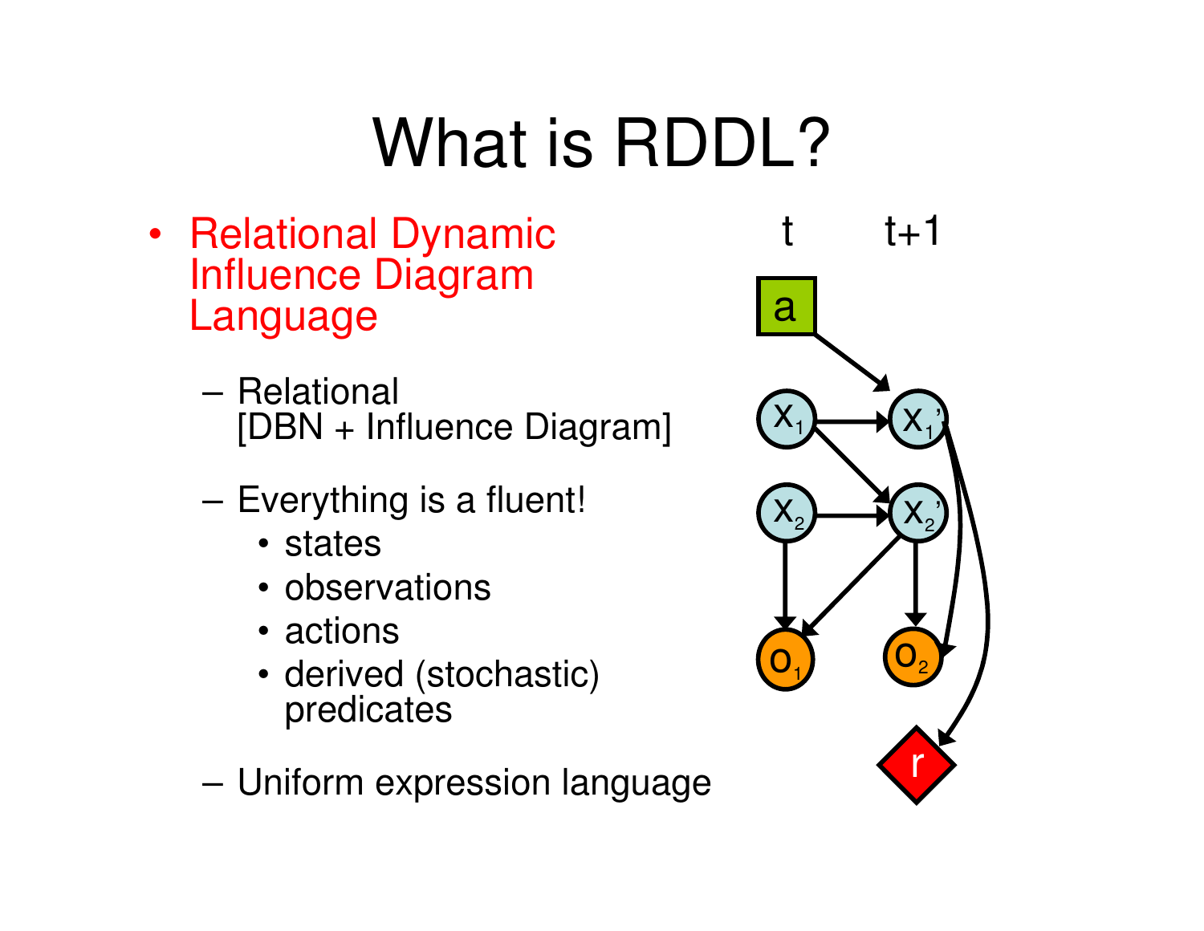# What is RDDL?

- Relational Dynamic Influence Diagram Language
  - Relational [DBN + Influence Diagram]
  - Everything is a fluent!
    - states
    - observations
    - actions
    - derived (stochastic) predicates
  - Uniform expression language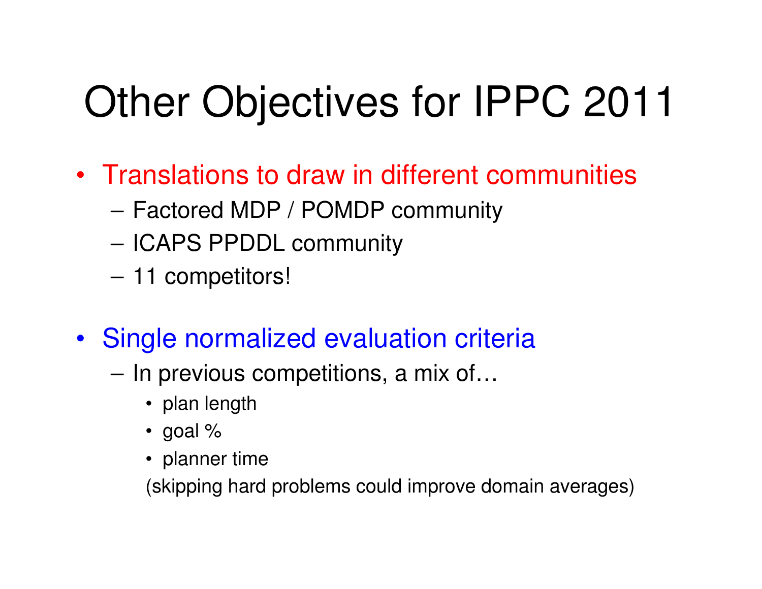# Other Objectives for IPPC 2011

- Translations to draw in different communities
  - Factored MDP / POMDP community
  - ICAPS PPDDL community
  - 11 competitors!

- Single normalized evaluation criteria
  - In previous competitions, a mix of…
    - plan length
    - goal %
    - planner time

    (skipping hard problems could improve domain averages)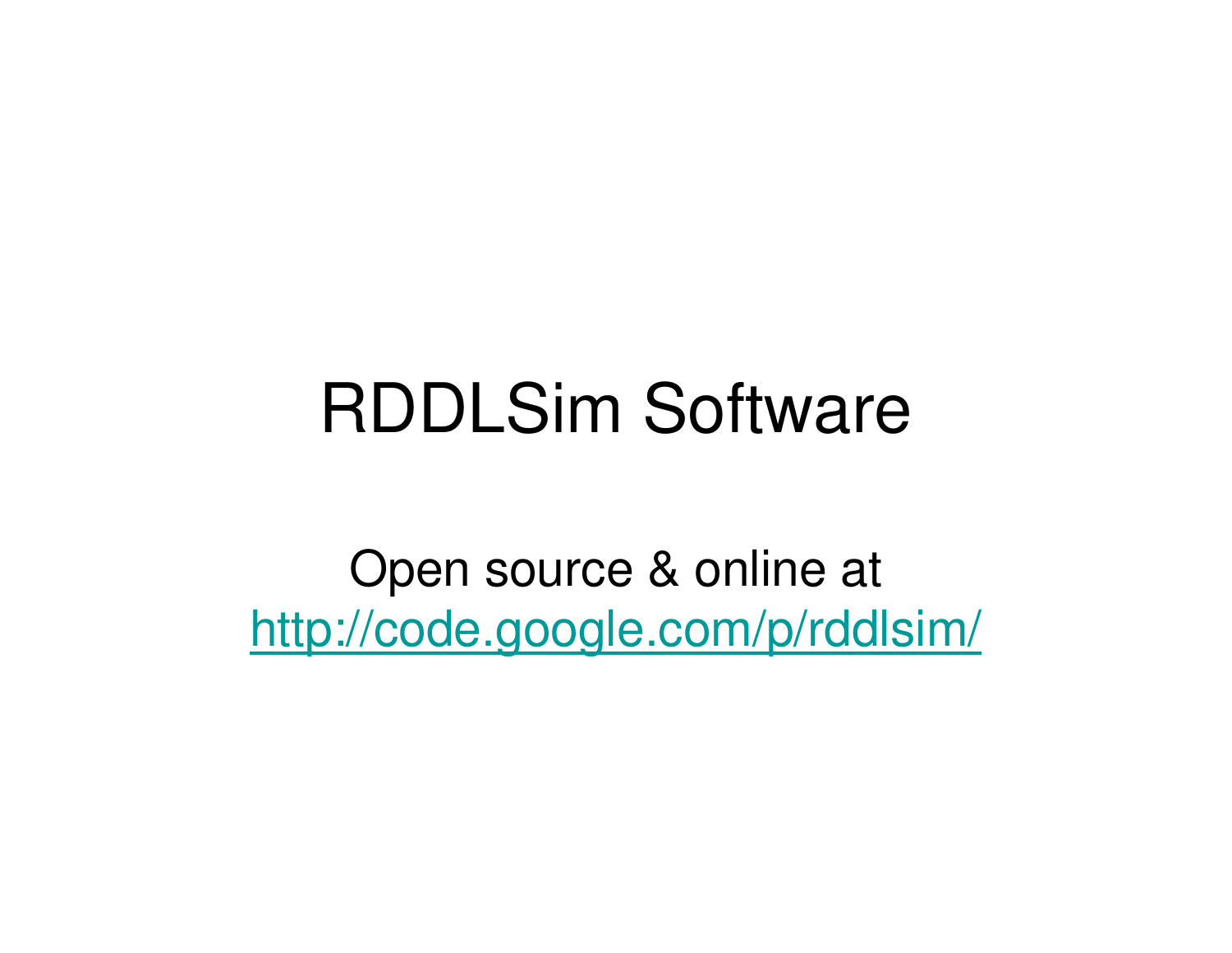# RDDLSim Software

Open source & online at
[http://code.google.com/p/rddlsim/](http://code.google.com/p/rddlsim/)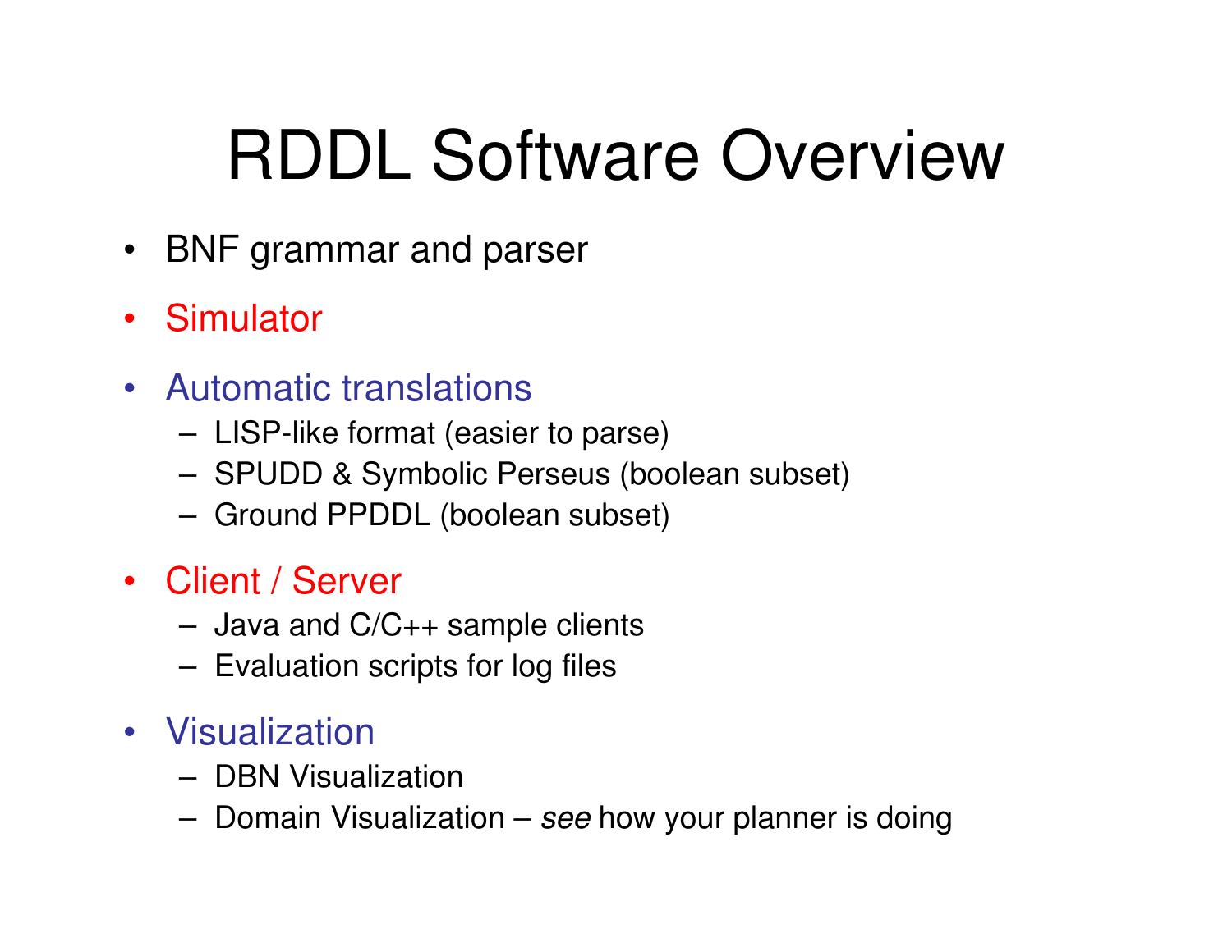# RDDL Software Overview

- BNF grammar and parser
- Simulator
- Automatic translations
  - LISP-like format (easier to parse)
  - SPUDD & Symbolic Perseus (boolean subset)
  - Ground PPDDL (boolean subset)
- Client / Server
  - Java and C/C++ sample clients
  - Evaluation scripts for log files
- Visualization
  - DBN Visualization
  - Domain Visualization – *see* how your planner is doing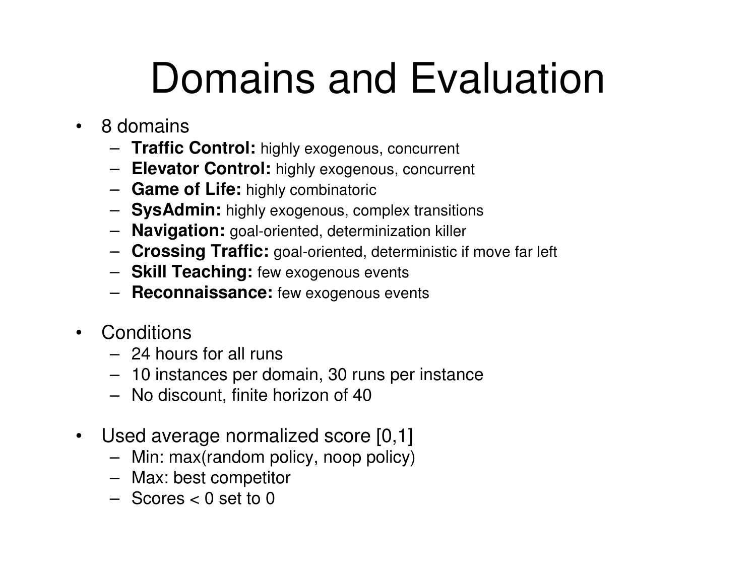# Domains and Evaluation

- 8 domains
  - **Traffic Control:** highly exogenous, concurrent
  - **Elevator Control:** highly exogenous, concurrent
  - **Game of Life:** highly combinatoric
  - **SysAdmin:** highly exogenous, complex transitions
  - **Navigation:** goal-oriented, determinization killer
  - **Crossing Traffic:** goal-oriented, deterministic if move far left
  - **Skill Teaching:** few exogenous events
  - **Reconnaissance:** few exogenous events

- Conditions
  - 24 hours for all runs
  - 10 instances per domain, 30 runs per instance
  - No discount, finite horizon of 40

- Used average normalized score [0,1]
  - Min: max(random policy, noop policy)
  - Max: best competitor
  - Scores < 0 set to 0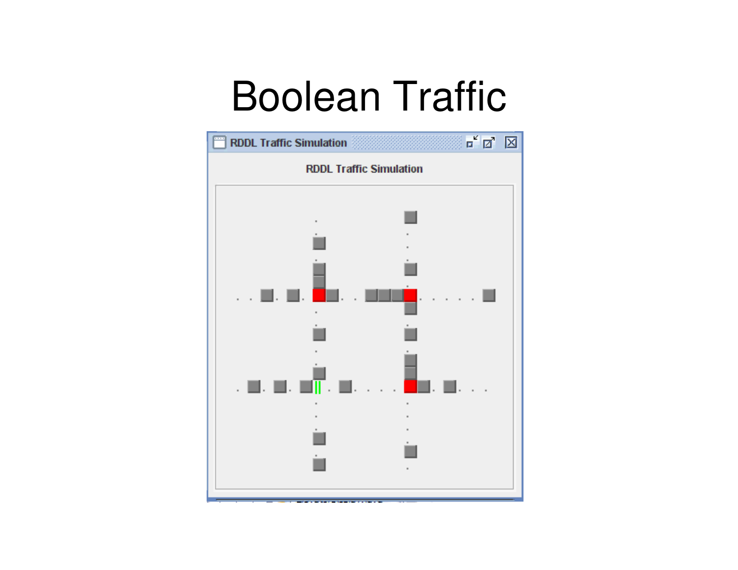# Boolean Traffic

RDDL Traffic Simulation

RDDL Traffic Simulation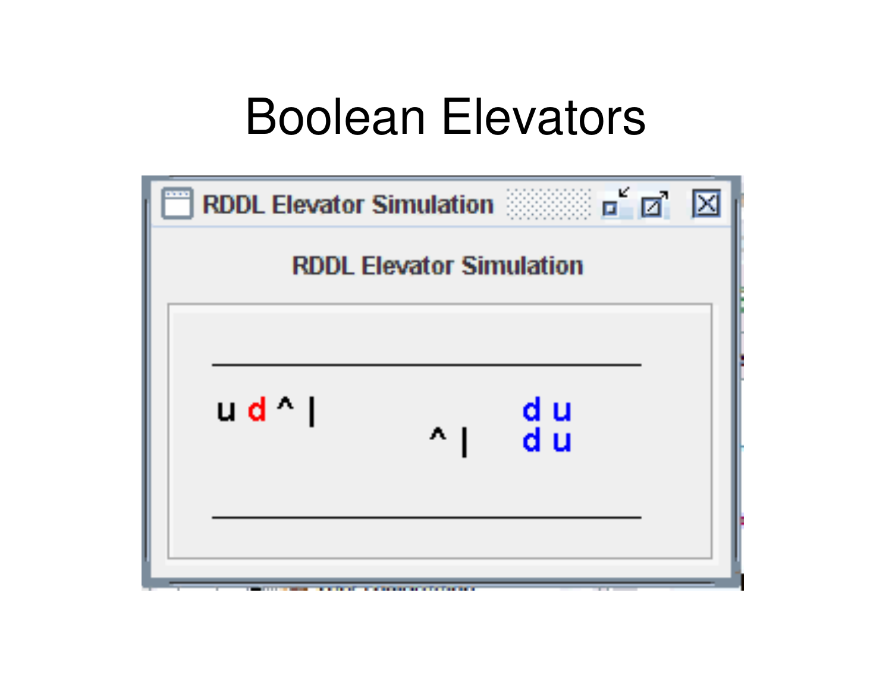# Boolean Elevators

RDDL Elevator Simulation

RDDL Elevator Simulation

```
u d ^ |                  d u
              ^ |        d u
```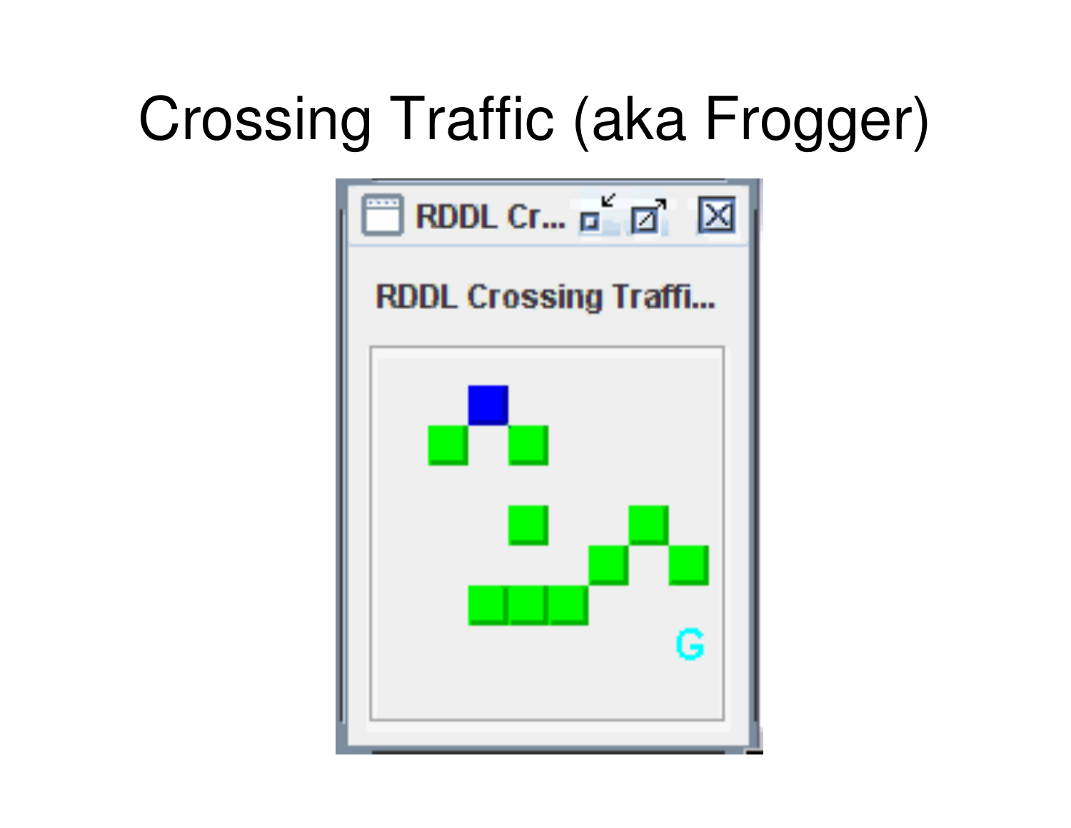# Crossing Traffic (aka Frogger)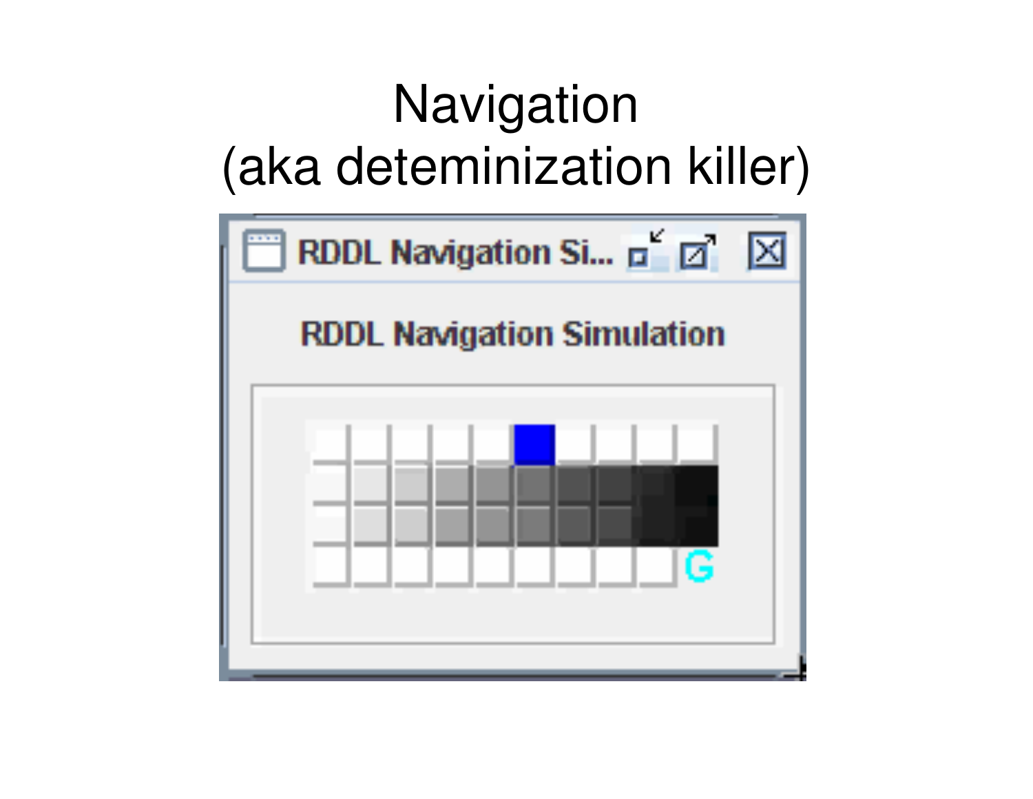# Navigation
(aka deteminization killer)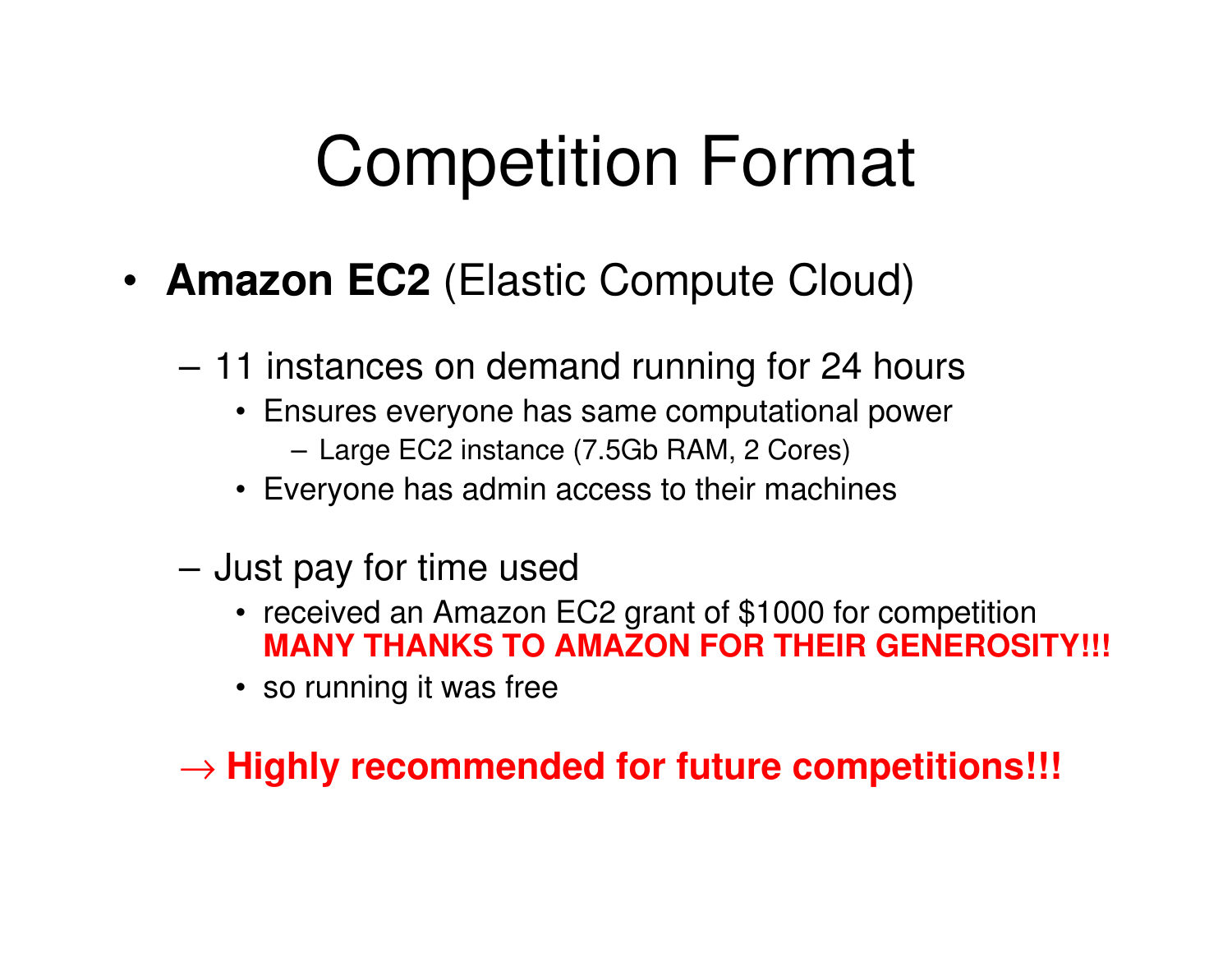# Competition Format

- **Amazon EC2** (Elastic Compute Cloud)
  - 11 instances on demand running for 24 hours
    - Ensures everyone has same computational power
      - Large EC2 instance (7.5Gb RAM, 2 Cores)
    - Everyone has admin access to their machines
  - Just pay for time used
    - received an Amazon EC2 grant of $1000 for competition **MANY THANKS TO AMAZON FOR THEIR GENEROSITY!!!**
    - so running it was free

→ **Highly recommended for future competitions!!!**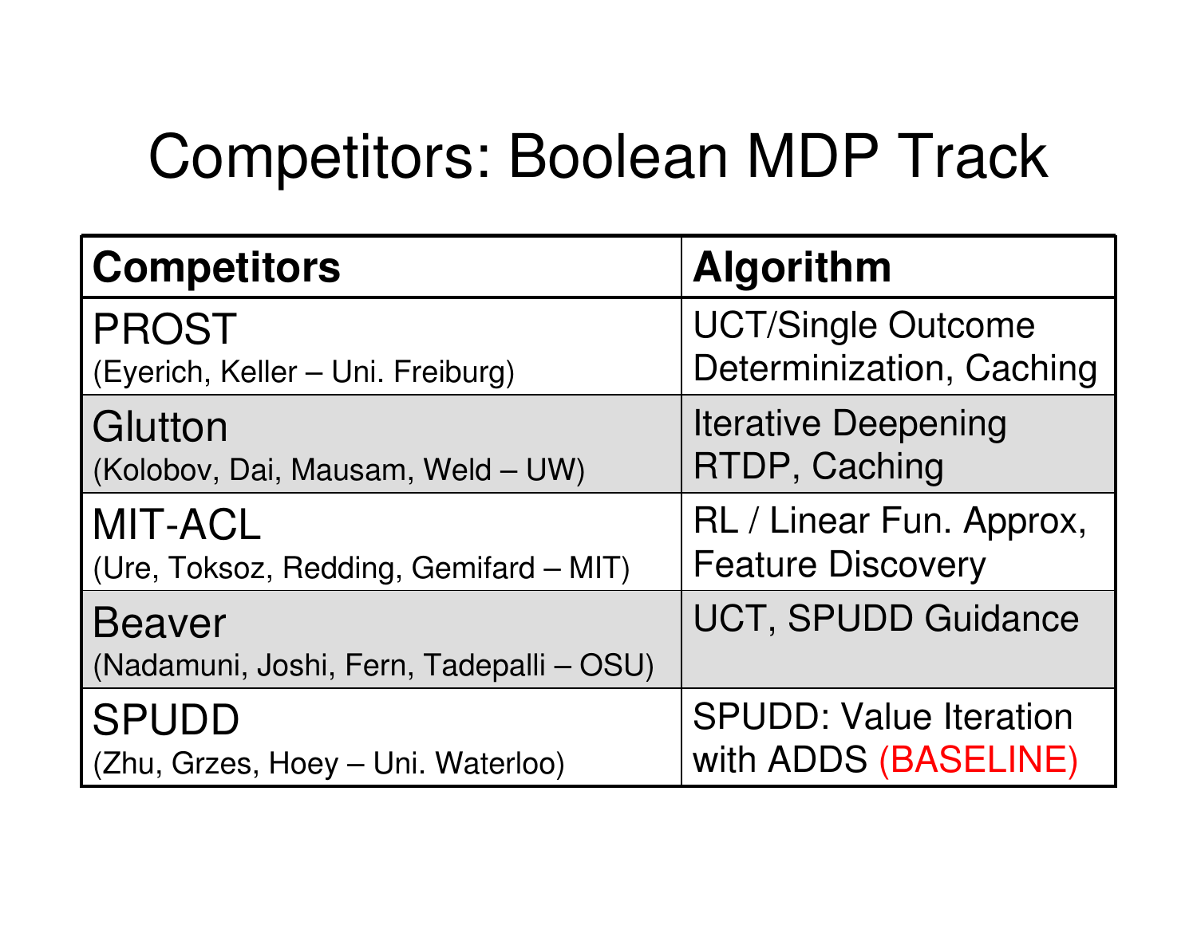# Competitors: Boolean MDP Track

| Competitors | Algorithm |
|---|---|
| PROST (Eyerich, Keller – Uni. Freiburg) | UCT/Single Outcome Determinization, Caching |
| Glutton (Kolobov, Dai, Mausam, Weld – UW) | Iterative Deepening RTDP, Caching |
| MIT-ACL (Ure, Toksoz, Redding, Gemifard – MIT) | RL / Linear Fun. Approx, Feature Discovery |
| Beaver (Nadamuni, Joshi, Fern, Tadepalli – OSU) | UCT, SPUDD Guidance |
| SPUDD (Zhu, Grzes, Hoey – Uni. Waterloo) | SPUDD: Value Iteration with ADDS (BASELINE) |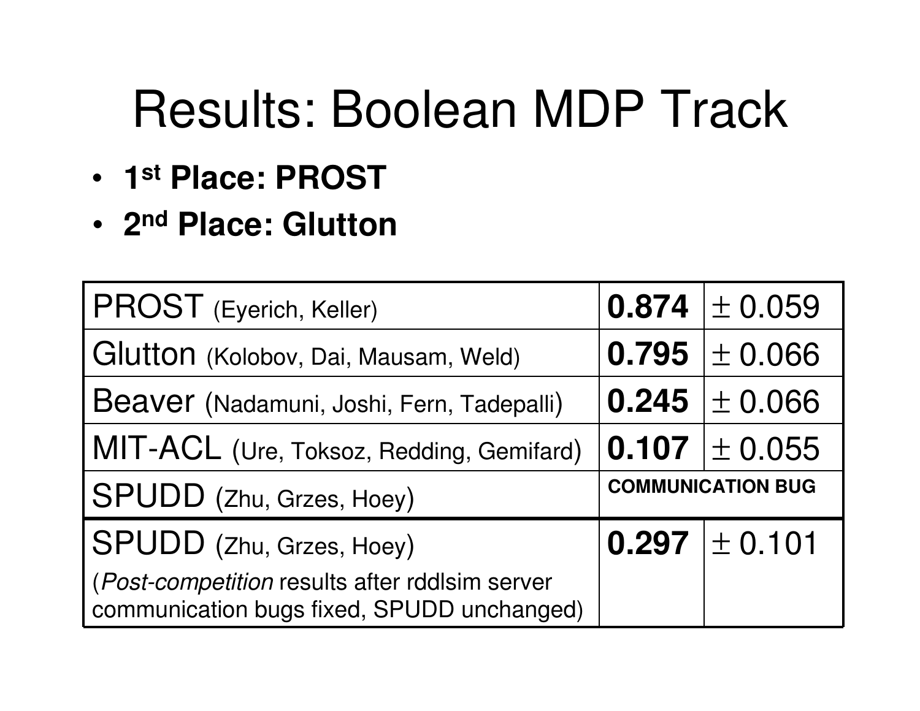# Results: Boolean MDP Track

- **1st Place: PROST**
- **2nd Place: Glutton**

| Planner | Score | Std. Error |
|---|---|---|
| PROST (Eyerich, Keller) | **0.874** | ± 0.059 |
| Glutton (Kolobov, Dai, Mausam, Weld) | **0.795** | ± 0.066 |
| Beaver (Nadamuni, Joshi, Fern, Tadepalli) | **0.245** | ± 0.066 |
| MIT-ACL (Ure, Toksoz, Redding, Gemifard) | **0.107** | ± 0.055 |
| SPUDD (Zhu, Grzes, Hoey) | **COMMUNICATION BUG** | |
| SPUDD (Zhu, Grzes, Hoey) (*Post-competition* results after rddlsim server communication bugs fixed, SPUDD unchanged) | **0.297** | ± 0.101 |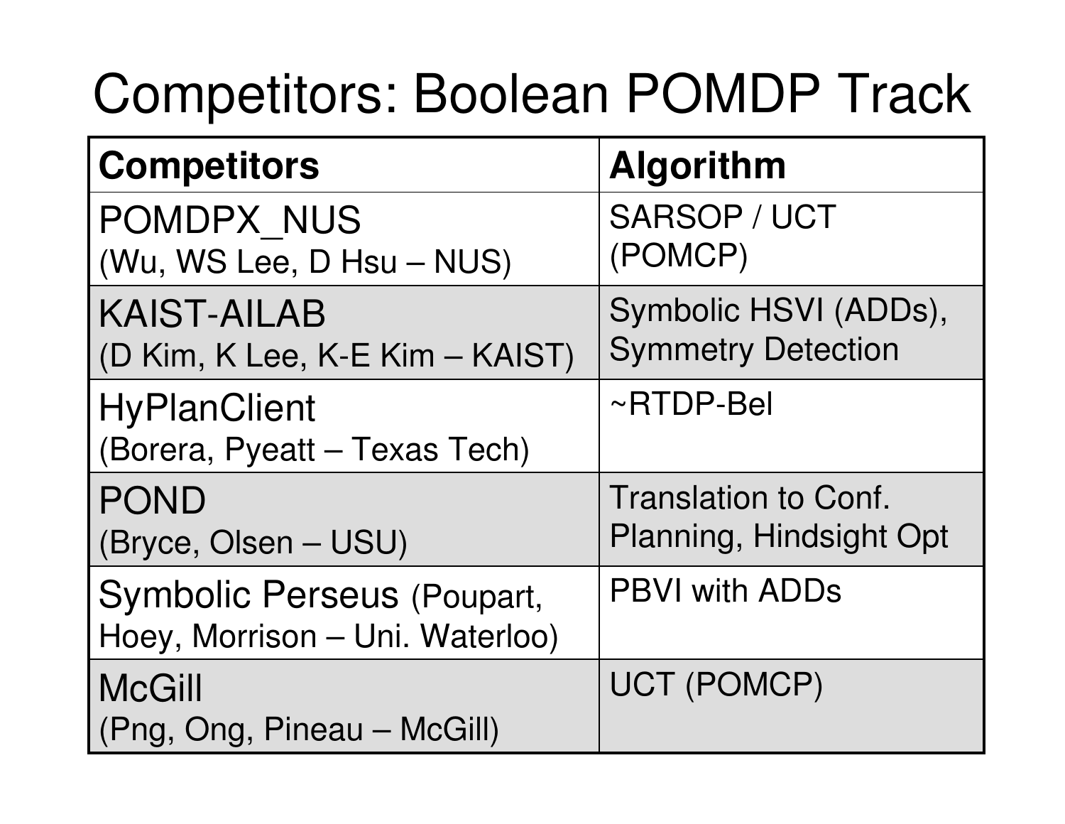# Competitors: Boolean POMDP Track

| **Competitors** | **Algorithm** |
| --- | --- |
| POMDPX_NUS (Wu, WS Lee, D Hsu – NUS) | SARSOP / UCT (POMCP) |
| KAIST-AILAB (D Kim, K Lee, K-E Kim – KAIST) | Symbolic HSVI (ADDs), Symmetry Detection |
| HyPlanClient (Borera, Pyeatt – Texas Tech) | ~RTDP-Bel |
| POND (Bryce, Olsen – USU) | Translation to Conf. Planning, Hindsight Opt |
| Symbolic Perseus (Poupart, Hoey, Morrison – Uni. Waterloo) | PBVI with ADDs |
| McGill (Png, Ong, Pineau – McGill) | UCT (POMCP) |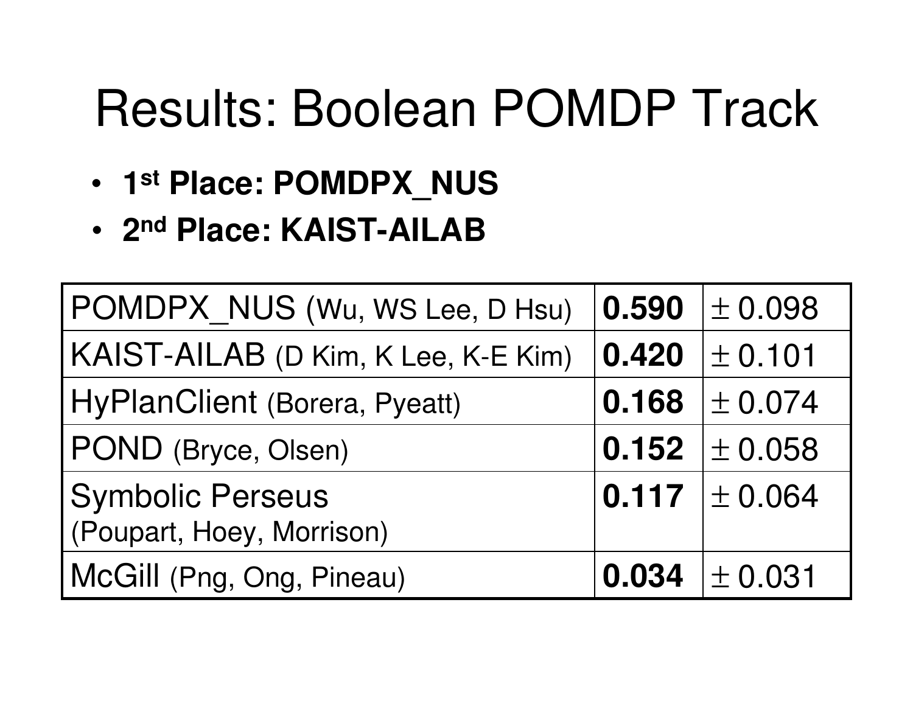# Results: Boolean POMDP Track

- **1st Place: POMDPX_NUS**
- **2nd Place: KAIST-AILAB**

| | | |
|---|---|---|
| POMDPX_NUS (Wu, WS Lee, D Hsu) | **0.590** | ± 0.098 |
| KAIST-AILAB (D Kim, K Lee, K-E Kim) | **0.420** | ± 0.101 |
| HyPlanClient (Borera, Pyeatt) | **0.168** | ± 0.074 |
| POND (Bryce, Olsen) | **0.152** | ± 0.058 |
| Symbolic Perseus (Poupart, Hoey, Morrison) | **0.117** | ± 0.064 |
| McGill (Png, Ong, Pineau) | **0.034** | ± 0.031 |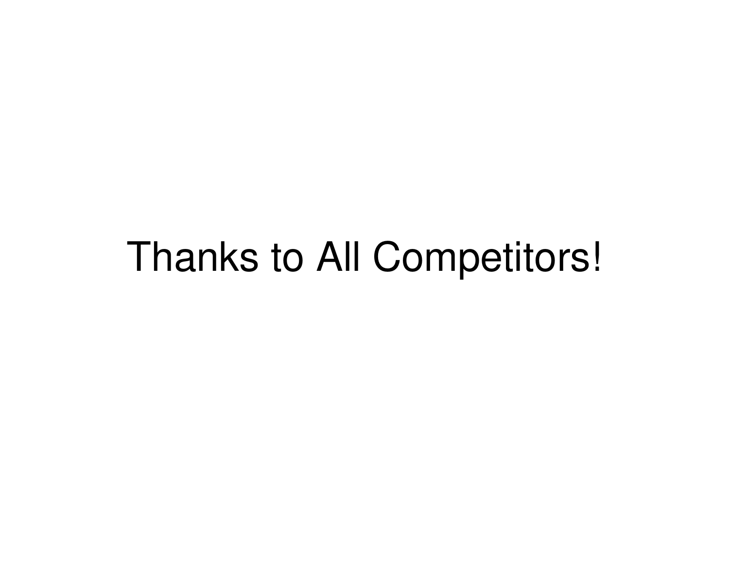# Thanks to All Competitors!